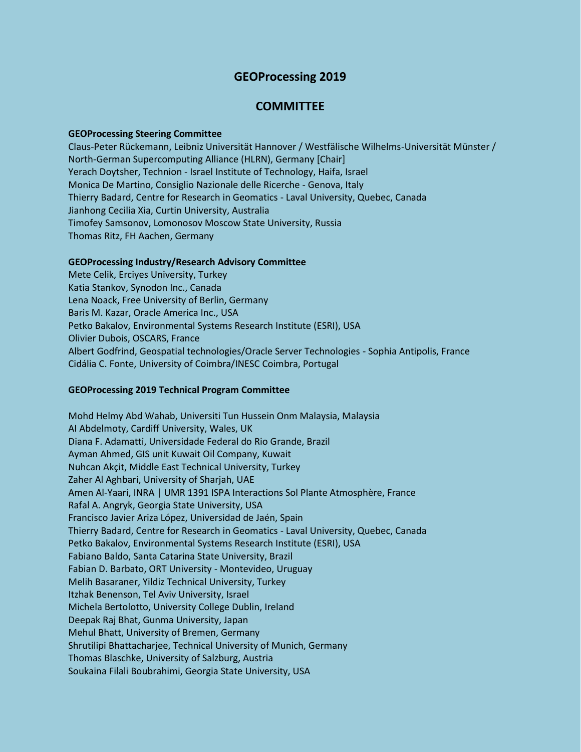# GEOProcessing 2019

## COMMITTEE

**GEOProcessing Steering Committee**

Claus-Peter Rückemann, Leibniz Universität Hannover / Westfälische Wilhelms-Universität Münster / North-German Supercomputing Alliance (HLRN), Germany [Chair]
Yerach Doytsher, Technion - Israel Institute of Technology, Haifa, Israel
Monica De Martino, Consiglio Nazionale delle Ricerche - Genova, Italy
Thierry Badard, Centre for Research in Geomatics - Laval University, Quebec, Canada
Jianhong Cecilia Xia, Curtin University, Australia
Timofey Samsonov, Lomonosov Moscow State University, Russia
Thomas Ritz, FH Aachen, Germany

**GEOProcessing Industry/Research Advisory Committee**

Mete Celik, Erciyes University, Turkey
Katia Stankov, Synodon Inc., Canada
Lena Noack, Free University of Berlin, Germany
Baris M. Kazar, Oracle America Inc., USA
Petko Bakalov, Environmental Systems Research Institute (ESRI), USA
Olivier Dubois, OSCARS, France
Albert Godfrind, Geospatial technologies/Oracle Server Technologies - Sophia Antipolis, France
Cidália C. Fonte, University of Coimbra/INESC Coimbra, Portugal

**GEOProcessing 2019 Technical Program Committee**

Mohd Helmy Abd Wahab, Universiti Tun Hussein Onm Malaysia, Malaysia
AI Abdelmoty, Cardiff University, Wales, UK
Diana F. Adamatti, Universidade Federal do Rio Grande, Brazil
Ayman Ahmed, GIS unit Kuwait Oil Company, Kuwait
Nuhcan Akçit, Middle East Technical University, Turkey
Zaher Al Aghbari, University of Sharjah, UAE
Amen Al-Yaari, INRA | UMR 1391 ISPA Interactions Sol Plante Atmosphère, France
Rafal A. Angryk, Georgia State University, USA
Francisco Javier Ariza López, Universidad de Jaén, Spain
Thierry Badard, Centre for Research in Geomatics - Laval University, Quebec, Canada
Petko Bakalov, Environmental Systems Research Institute (ESRI), USA
Fabiano Baldo, Santa Catarina State University, Brazil
Fabian D. Barbato, ORT University - Montevideo, Uruguay
Melih Basaraner, Yildiz Technical University, Turkey
Itzhak Benenson, Tel Aviv University, Israel
Michela Bertolotto, University College Dublin, Ireland
Deepak Raj Bhat, Gunma University, Japan
Mehul Bhatt, University of Bremen, Germany
Shrutilipi Bhattacharjee, Technical University of Munich, Germany
Thomas Blaschke, University of Salzburg, Austria
Soukaina Filali Boubrahimi, Georgia State University, USA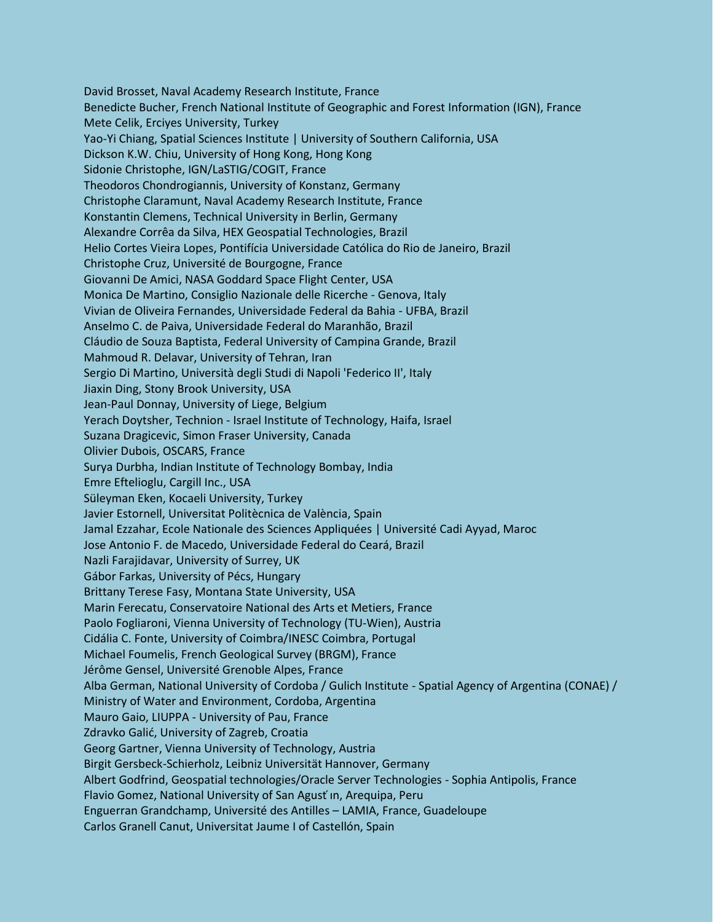David Brosset, Naval Academy Research Institute, France
Benedicte Bucher, French National Institute of Geographic and Forest Information (IGN), France
Mete Celik, Erciyes University, Turkey
Yao-Yi Chiang, Spatial Sciences Institute | University of Southern California, USA
Dickson K.W. Chiu, University of Hong Kong, Hong Kong
Sidonie Christophe, IGN/LaSTIG/COGIT, France
Theodoros Chondrogiannis, University of Konstanz, Germany
Christophe Claramunt, Naval Academy Research Institute, France
Konstantin Clemens, Technical University in Berlin, Germany
Alexandre Corrêa da Silva, HEX Geospatial Technologies, Brazil
Helio Cortes Vieira Lopes, Pontifícia Universidade Católica do Rio de Janeiro, Brazil
Christophe Cruz, Université de Bourgogne, France
Giovanni De Amici, NASA Goddard Space Flight Center, USA
Monica De Martino, Consiglio Nazionale delle Ricerche - Genova, Italy
Vivian de Oliveira Fernandes, Universidade Federal da Bahia - UFBA, Brazil
Anselmo C. de Paiva, Universidade Federal do Maranhão, Brazil
Cláudio de Souza Baptista, Federal University of Campina Grande, Brazil
Mahmoud R. Delavar, University of Tehran, Iran
Sergio Di Martino, Università degli Studi di Napoli 'Federico II', Italy
Jiaxin Ding, Stony Brook University, USA
Jean-Paul Donnay, University of Liege, Belgium
Yerach Doytsher, Technion - Israel Institute of Technology, Haifa, Israel
Suzana Dragicevic, Simon Fraser University, Canada
Olivier Dubois, OSCARS, France
Surya Durbha, Indian Institute of Technology Bombay, India
Emre Eftelioglu, Cargill Inc., USA
Süleyman Eken, Kocaeli University, Turkey
Javier Estornell, Universitat Politècnica de València, Spain
Jamal Ezzahar, Ecole Nationale des Sciences Appliquées | Université Cadi Ayyad, Maroc
Jose Antonio F. de Macedo, Universidade Federal do Ceará, Brazil
Nazli Farajidavar, University of Surrey, UK
Gábor Farkas, University of Pécs, Hungary
Brittany Terese Fasy, Montana State University, USA
Marin Ferecatu, Conservatoire National des Arts et Metiers, France
Paolo Fogliaroni, Vienna University of Technology (TU-Wien), Austria
Cidália C. Fonte, University of Coimbra/INESC Coimbra, Portugal
Michael Foumelis, French Geological Survey (BRGM), France
Jérôme Gensel, Université Grenoble Alpes, France
Alba German, National University of Cordoba / Gulich Institute - Spatial Agency of Argentina (CONAE) / Ministry of Water and Environment, Cordoba, Argentina
Mauro Gaio, LIUPPA - University of Pau, France
Zdravko Galić, University of Zagreb, Croatia
Georg Gartner, Vienna University of Technology, Austria
Birgit Gersbeck-Schierholz, Leibniz Universität Hannover, Germany
Albert Godfrind, Geospatial technologies/Oracle Server Technologies - Sophia Antipolis, France
Flavio Gomez, National University of San Agusťın, Arequipa, Peru
Enguerran Grandchamp, Université des Antilles – LAMIA, France, Guadeloupe
Carlos Granell Canut, Universitat Jaume I of Castellón, Spain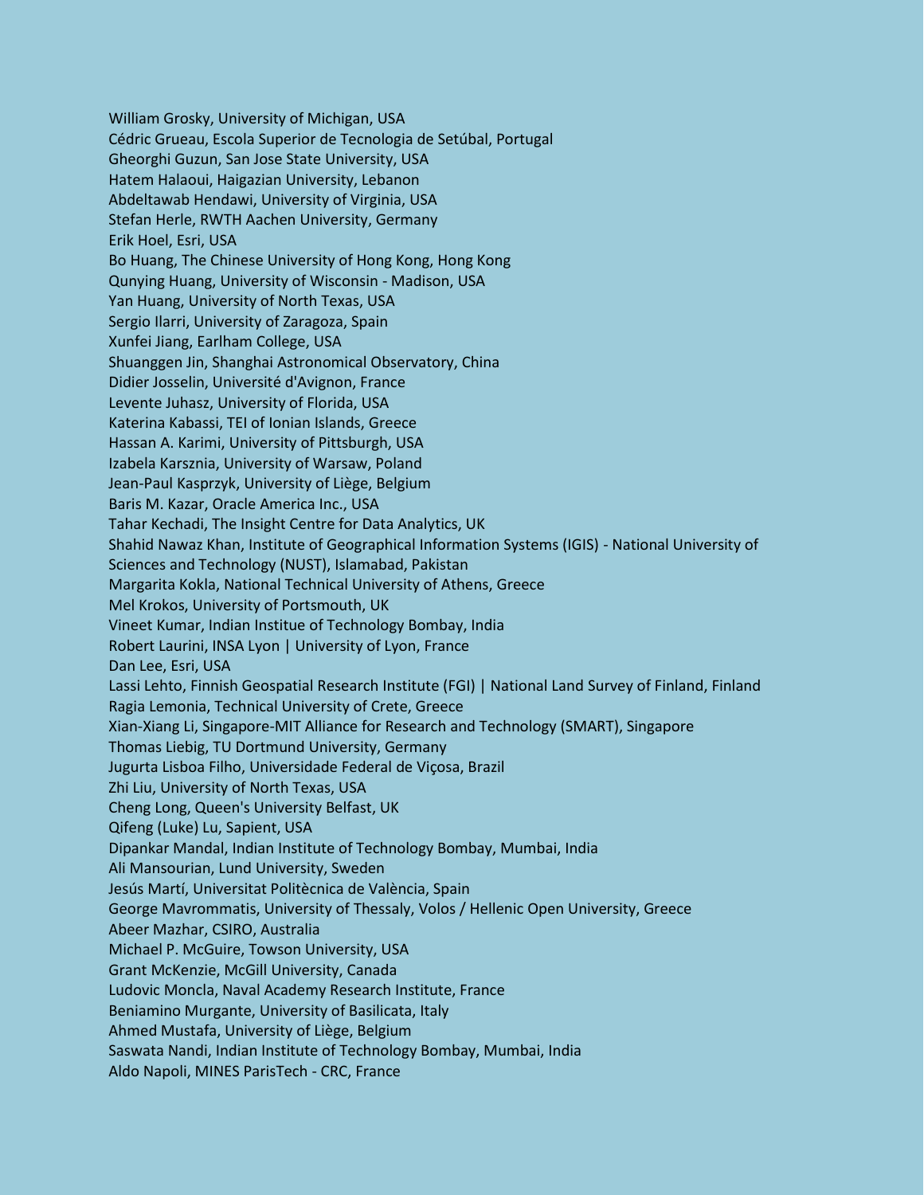William Grosky, University of Michigan, USA
Cédric Grueau, Escola Superior de Tecnologia de Setúbal, Portugal
Gheorghi Guzun, San Jose State University, USA
Hatem Halaoui, Haigazian University, Lebanon
Abdeltawab Hendawi, University of Virginia, USA
Stefan Herle, RWTH Aachen University, Germany
Erik Hoel, Esri, USA
Bo Huang, The Chinese University of Hong Kong, Hong Kong
Qunying Huang, University of Wisconsin - Madison, USA
Yan Huang, University of North Texas, USA
Sergio Ilarri, University of Zaragoza, Spain
Xunfei Jiang, Earlham College, USA
Shuanggen Jin, Shanghai Astronomical Observatory, China
Didier Josselin, Université d'Avignon, France
Levente Juhasz, University of Florida, USA
Katerina Kabassi, TEI of Ionian Islands, Greece
Hassan A. Karimi, University of Pittsburgh, USA
Izabela Karsznia, University of Warsaw, Poland
Jean-Paul Kasprzyk, University of Liège, Belgium
Baris M. Kazar, Oracle America Inc., USA
Tahar Kechadi, The Insight Centre for Data Analytics, UK
Shahid Nawaz Khan, Institute of Geographical Information Systems (IGIS) - National University of Sciences and Technology (NUST), Islamabad, Pakistan
Margarita Kokla, National Technical University of Athens, Greece
Mel Krokos, University of Portsmouth, UK
Vineet Kumar, Indian Institue of Technology Bombay, India
Robert Laurini, INSA Lyon | University of Lyon, France
Dan Lee, Esri, USA
Lassi Lehto, Finnish Geospatial Research Institute (FGI) | National Land Survey of Finland, Finland
Ragia Lemonia, Technical University of Crete, Greece
Xian-Xiang Li, Singapore-MIT Alliance for Research and Technology (SMART), Singapore
Thomas Liebig, TU Dortmund University, Germany
Jugurta Lisboa Filho, Universidade Federal de Viçosa, Brazil
Zhi Liu, University of North Texas, USA
Cheng Long, Queen's University Belfast, UK
Qifeng (Luke) Lu, Sapient, USA
Dipankar Mandal, Indian Institute of Technology Bombay, Mumbai, India
Ali Mansourian, Lund University, Sweden
Jesús Martí, Universitat Politècnica de València, Spain
George Mavrommatis, University of Thessaly, Volos / Hellenic Open University, Greece
Abeer Mazhar, CSIRO, Australia
Michael P. McGuire, Towson University, USA
Grant McKenzie, McGill University, Canada
Ludovic Moncla, Naval Academy Research Institute, France
Beniamino Murgante, University of Basilicata, Italy
Ahmed Mustafa, University of Liège, Belgium
Saswata Nandi, Indian Institute of Technology Bombay, Mumbai, India
Aldo Napoli, MINES ParisTech - CRC, France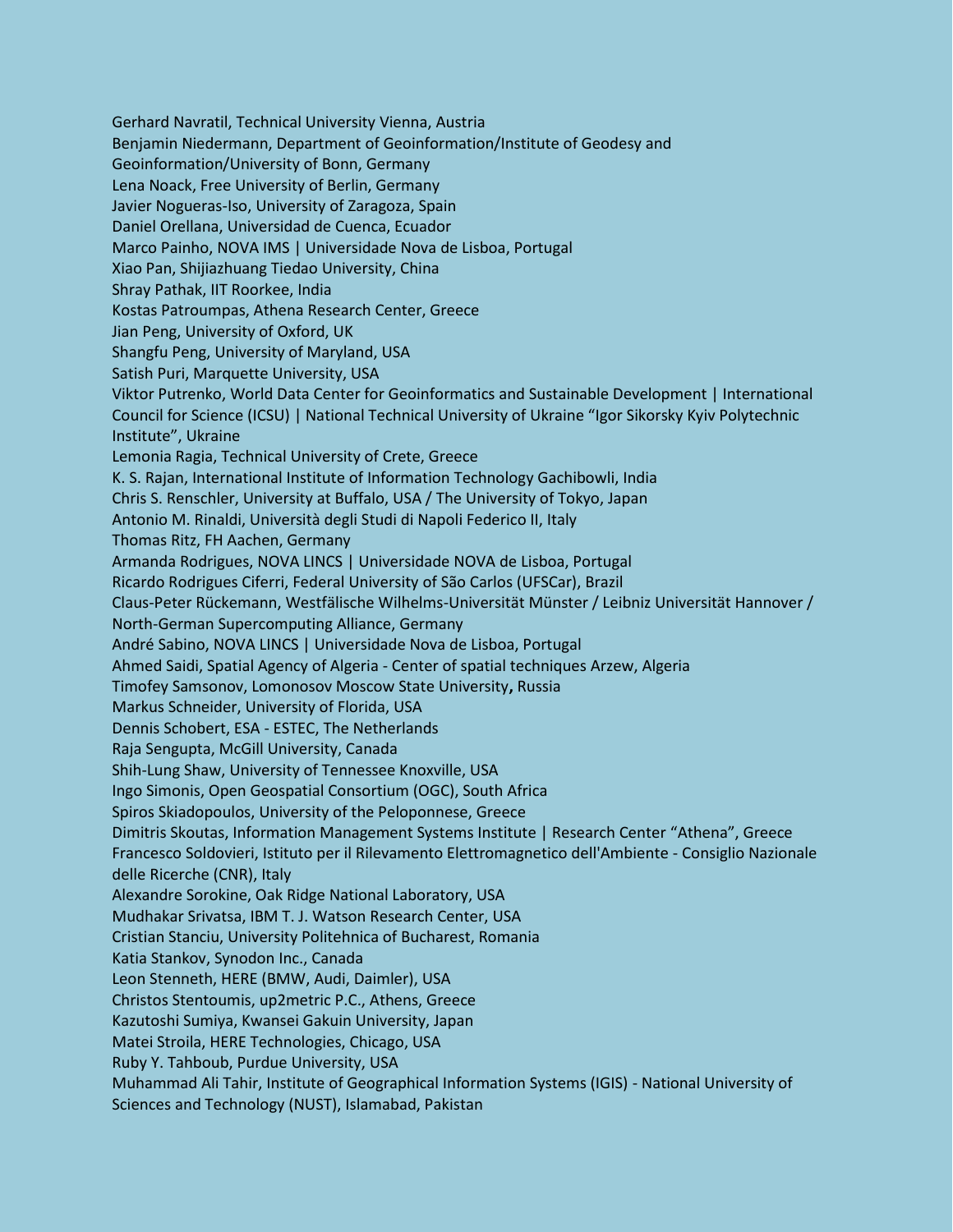Gerhard Navratil, Technical University Vienna, Austria
Benjamin Niedermann, Department of Geoinformation/Institute of Geodesy and Geoinformation/University of Bonn, Germany
Lena Noack, Free University of Berlin, Germany
Javier Nogueras-Iso, University of Zaragoza, Spain
Daniel Orellana, Universidad de Cuenca, Ecuador
Marco Painho, NOVA IMS | Universidade Nova de Lisboa, Portugal
Xiao Pan, Shijiazhuang Tiedao University, China
Shray Pathak, IIT Roorkee, India
Kostas Patroumpas, Athena Research Center, Greece
Jian Peng, University of Oxford, UK
Shangfu Peng, University of Maryland, USA
Satish Puri, Marquette University, USA
Viktor Putrenko, World Data Center for Geoinformatics and Sustainable Development | International Council for Science (ICSU) | National Technical University of Ukraine "Igor Sikorsky Kyiv Polytechnic Institute", Ukraine
Lemonia Ragia, Technical University of Crete, Greece
K. S. Rajan, International Institute of Information Technology Gachibowli, India
Chris S. Renschler, University at Buffalo, USA / The University of Tokyo, Japan
Antonio M. Rinaldi, Università degli Studi di Napoli Federico II, Italy
Thomas Ritz, FH Aachen, Germany
Armanda Rodrigues, NOVA LINCS | Universidade NOVA de Lisboa, Portugal
Ricardo Rodrigues Ciferri, Federal University of São Carlos (UFSCar), Brazil
Claus-Peter Rückemann, Westfälische Wilhelms-Universität Münster / Leibniz Universität Hannover / North-German Supercomputing Alliance, Germany
André Sabino, NOVA LINCS | Universidade Nova de Lisboa, Portugal
Ahmed Saidi, Spatial Agency of Algeria - Center of spatial techniques Arzew, Algeria
Timofey Samsonov, Lomonosov Moscow State University**,** Russia
Markus Schneider, University of Florida, USA
Dennis Schobert, ESA - ESTEC, The Netherlands
Raja Sengupta, McGill University, Canada
Shih-Lung Shaw, University of Tennessee Knoxville, USA
Ingo Simonis, Open Geospatial Consortium (OGC), South Africa
Spiros Skiadopoulos, University of the Peloponnese, Greece
Dimitris Skoutas, Information Management Systems Institute | Research Center "Athena", Greece
Francesco Soldovieri, Istituto per il Rilevamento Elettromagnetico dell'Ambiente - Consiglio Nazionale delle Ricerche (CNR), Italy
Alexandre Sorokine, Oak Ridge National Laboratory, USA
Mudhakar Srivatsa, IBM T. J. Watson Research Center, USA
Cristian Stanciu, University Politehnica of Bucharest, Romania
Katia Stankov, Synodon Inc., Canada
Leon Stenneth, HERE (BMW, Audi, Daimler), USA
Christos Stentoumis, up2metric P.C., Athens, Greece
Kazutoshi Sumiya, Kwansei Gakuin University, Japan
Matei Stroila, HERE Technologies, Chicago, USA
Ruby Y. Tahboub, Purdue University, USA
Muhammad Ali Tahir, Institute of Geographical Information Systems (IGIS) - National University of Sciences and Technology (NUST), Islamabad, Pakistan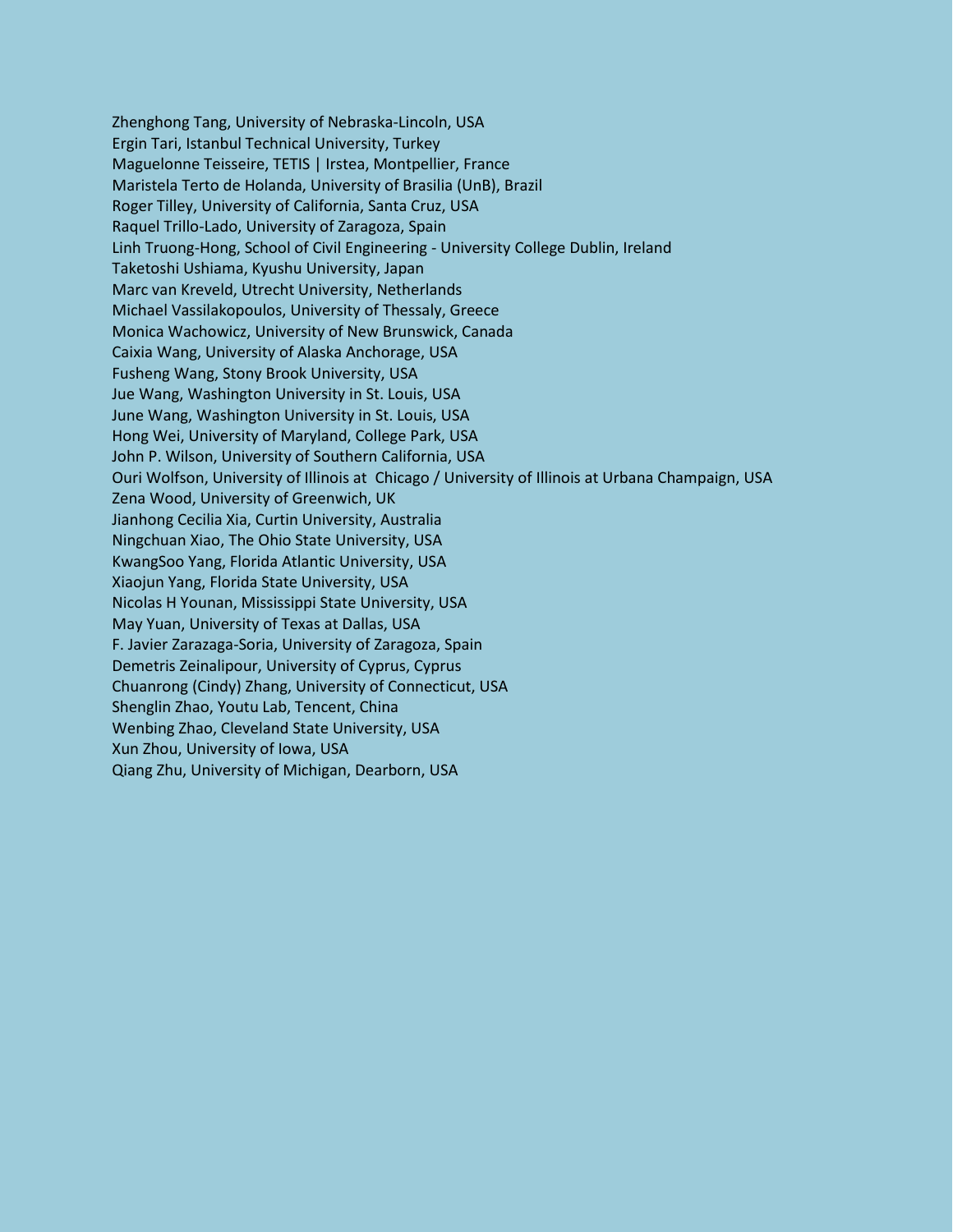Zhenghong Tang, University of Nebraska-Lincoln, USA
Ergin Tari, Istanbul Technical University, Turkey
Maguelonne Teisseire, TETIS | Irstea, Montpellier, France
Maristela Terto de Holanda, University of Brasilia (UnB), Brazil
Roger Tilley, University of California, Santa Cruz, USA
Raquel Trillo-Lado, University of Zaragoza, Spain
Linh Truong-Hong, School of Civil Engineering - University College Dublin, Ireland
Taketoshi Ushiama, Kyushu University, Japan
Marc van Kreveld, Utrecht University, Netherlands
Michael Vassilakopoulos, University of Thessaly, Greece
Monica Wachowicz, University of New Brunswick, Canada
Caixia Wang, University of Alaska Anchorage, USA
Fusheng Wang, Stony Brook University, USA
Jue Wang, Washington University in St. Louis, USA
June Wang, Washington University in St. Louis, USA
Hong Wei, University of Maryland, College Park, USA
John P. Wilson, University of Southern California, USA
Ouri Wolfson, University of Illinois at Chicago / University of Illinois at Urbana Champaign, USA
Zena Wood, University of Greenwich, UK
Jianhong Cecilia Xia, Curtin University, Australia
Ningchuan Xiao, The Ohio State University, USA
KwangSoo Yang, Florida Atlantic University, USA
Xiaojun Yang, Florida State University, USA
Nicolas H Younan, Mississippi State University, USA
May Yuan, University of Texas at Dallas, USA
F. Javier Zarazaga-Soria, University of Zaragoza, Spain
Demetris Zeinalipour, University of Cyprus, Cyprus
Chuanrong (Cindy) Zhang, University of Connecticut, USA
Shenglin Zhao, Youtu Lab, Tencent, China
Wenbing Zhao, Cleveland State University, USA
Xun Zhou, University of Iowa, USA
Qiang Zhu, University of Michigan, Dearborn, USA